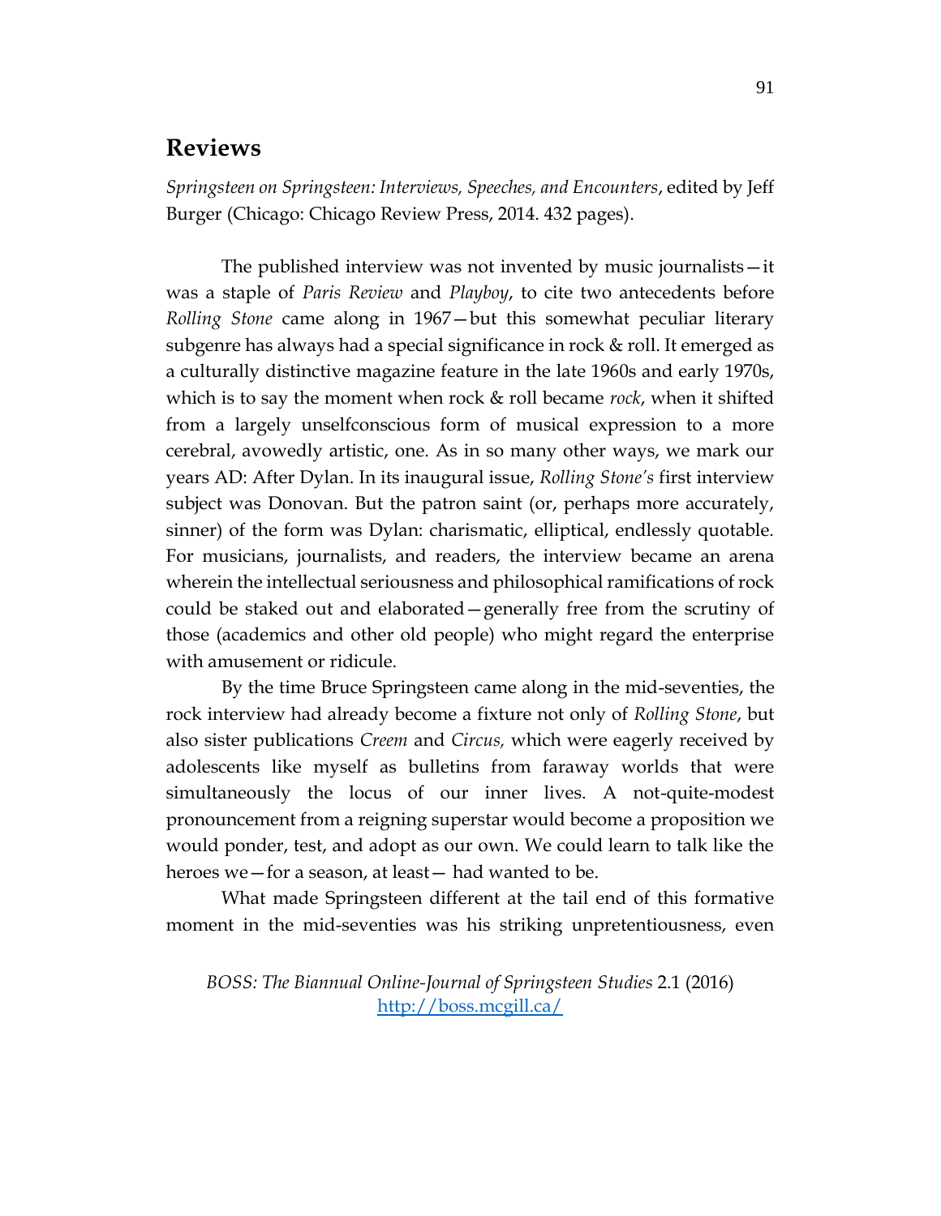## Reviews

*Springsteen on Springsteen: Interviews, Speeches, and Encounters*, edited by Jeff Burger (Chicago: Chicago Review Press, 2014. 432 pages).

The published interview was not invented by music journalists—it was a staple of *Paris Review* and *Playboy*, to cite two antecedents before *Rolling Stone* came along in 1967—but this somewhat peculiar literary subgenre has always had a special significance in rock & roll. It emerged as a culturally distinctive magazine feature in the late 1960s and early 1970s, which is to say the moment when rock & roll became *rock*, when it shifted from a largely unselfconscious form of musical expression to a more cerebral, avowedly artistic, one. As in so many other ways, we mark our years AD: After Dylan. In its inaugural issue, *Rolling Stone's* first interview subject was Donovan. But the patron saint (or, perhaps more accurately, sinner) of the form was Dylan: charismatic, elliptical, endlessly quotable. For musicians, journalists, and readers, the interview became an arena wherein the intellectual seriousness and philosophical ramifications of rock could be staked out and elaborated—generally free from the scrutiny of those (academics and other old people) who might regard the enterprise with amusement or ridicule.

By the time Bruce Springsteen came along in the mid-seventies, the rock interview had already become a fixture not only of *Rolling Stone*, but also sister publications *Creem* and *Circus,* which were eagerly received by adolescents like myself as bulletins from faraway worlds that were simultaneously the locus of our inner lives. A not-quite-modest pronouncement from a reigning superstar would become a proposition we would ponder, test, and adopt as our own. We could learn to talk like the heroes we—for a season, at least— had wanted to be.

What made Springsteen different at the tail end of this formative moment in the mid-seventies was his striking unpretentiousness, even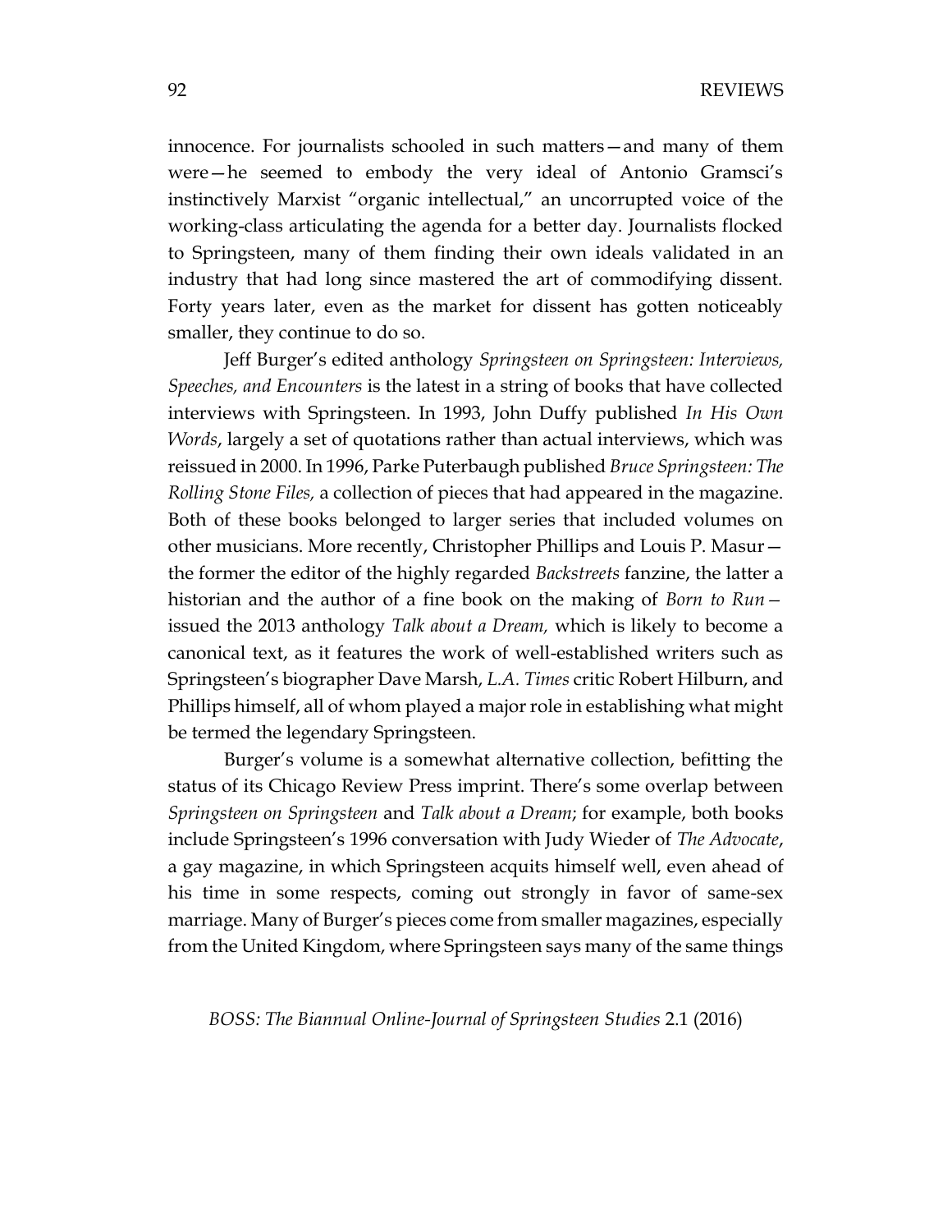innocence. For journalists schooled in such matters—and many of them were—he seemed to embody the very ideal of Antonio Gramsci's instinctively Marxist "organic intellectual," an uncorrupted voice of the working-class articulating the agenda for a better day. Journalists flocked to Springsteen, many of them finding their own ideals validated in an industry that had long since mastered the art of commodifying dissent. Forty years later, even as the market for dissent has gotten noticeably smaller, they continue to do so.

Jeff Burger's edited anthology *Springsteen on Springsteen: Interviews, Speeches, and Encounters* is the latest in a string of books that have collected interviews with Springsteen. In 1993, John Duffy published *In His Own Words*, largely a set of quotations rather than actual interviews, which was reissued in 2000. In 1996, Parke Puterbaugh published *Bruce Springsteen: The Rolling Stone Files,* a collection of pieces that had appeared in the magazine. Both of these books belonged to larger series that included volumes on other musicians. More recently, Christopher Phillips and Louis P. Masur—the former the editor of the highly regarded *Backstreets* fanzine, the latter a historian and the author of a fine book on the making of *Born to Run*—issued the 2013 anthology *Talk about a Dream,* which is likely to become a canonical text, as it features the work of well-established writers such as Springsteen's biographer Dave Marsh, *L.A. Times* critic Robert Hilburn, and Phillips himself, all of whom played a major role in establishing what might be termed the legendary Springsteen.

Burger's volume is a somewhat alternative collection, befitting the status of its Chicago Review Press imprint. There's some overlap between *Springsteen on Springsteen* and *Talk about a Dream*; for example, both books include Springsteen's 1996 conversation with Judy Wieder of *The Advocate*, a gay magazine, in which Springsteen acquits himself well, even ahead of his time in some respects, coming out strongly in favor of same-sex marriage. Many of Burger's pieces come from smaller magazines, especially from the United Kingdom, where Springsteen says many of the same things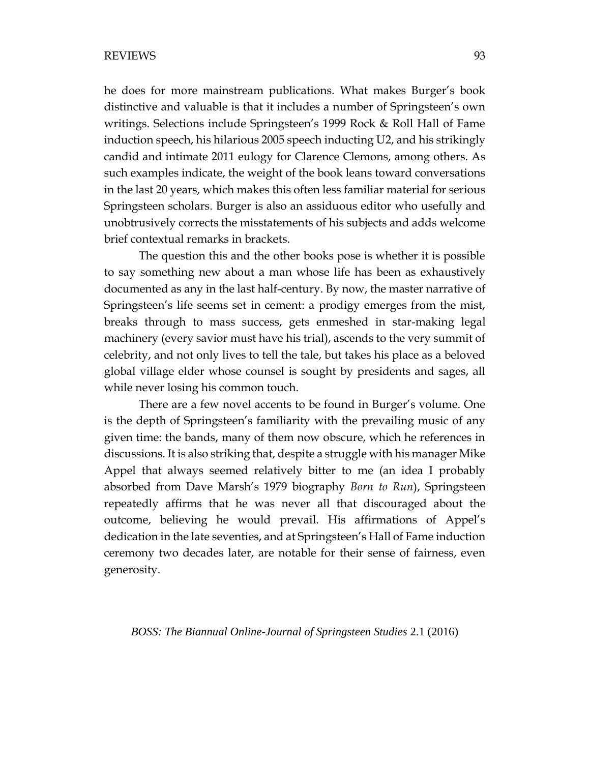he does for more mainstream publications. What makes Burger's book distinctive and valuable is that it includes a number of Springsteen's own writings. Selections include Springsteen's 1999 Rock & Roll Hall of Fame induction speech, his hilarious 2005 speech inducting U2, and his strikingly candid and intimate 2011 eulogy for Clarence Clemons, among others. As such examples indicate, the weight of the book leans toward conversations in the last 20 years, which makes this often less familiar material for serious Springsteen scholars. Burger is also an assiduous editor who usefully and unobtrusively corrects the misstatements of his subjects and adds welcome brief contextual remarks in brackets.

The question this and the other books pose is whether it is possible to say something new about a man whose life has been as exhaustively documented as any in the last half-century. By now, the master narrative of Springsteen's life seems set in cement: a prodigy emerges from the mist, breaks through to mass success, gets enmeshed in star-making legal machinery (every savior must have his trial), ascends to the very summit of celebrity, and not only lives to tell the tale, but takes his place as a beloved global village elder whose counsel is sought by presidents and sages, all while never losing his common touch.

There are a few novel accents to be found in Burger's volume. One is the depth of Springsteen's familiarity with the prevailing music of any given time: the bands, many of them now obscure, which he references in discussions. It is also striking that, despite a struggle with his manager Mike Appel that always seemed relatively bitter to me (an idea I probably absorbed from Dave Marsh's 1979 biography *Born to Run*), Springsteen repeatedly affirms that he was never all that discouraged about the outcome, believing he would prevail. His affirmations of Appel's dedication in the late seventies, and at Springsteen's Hall of Fame induction ceremony two decades later, are notable for their sense of fairness, even generosity.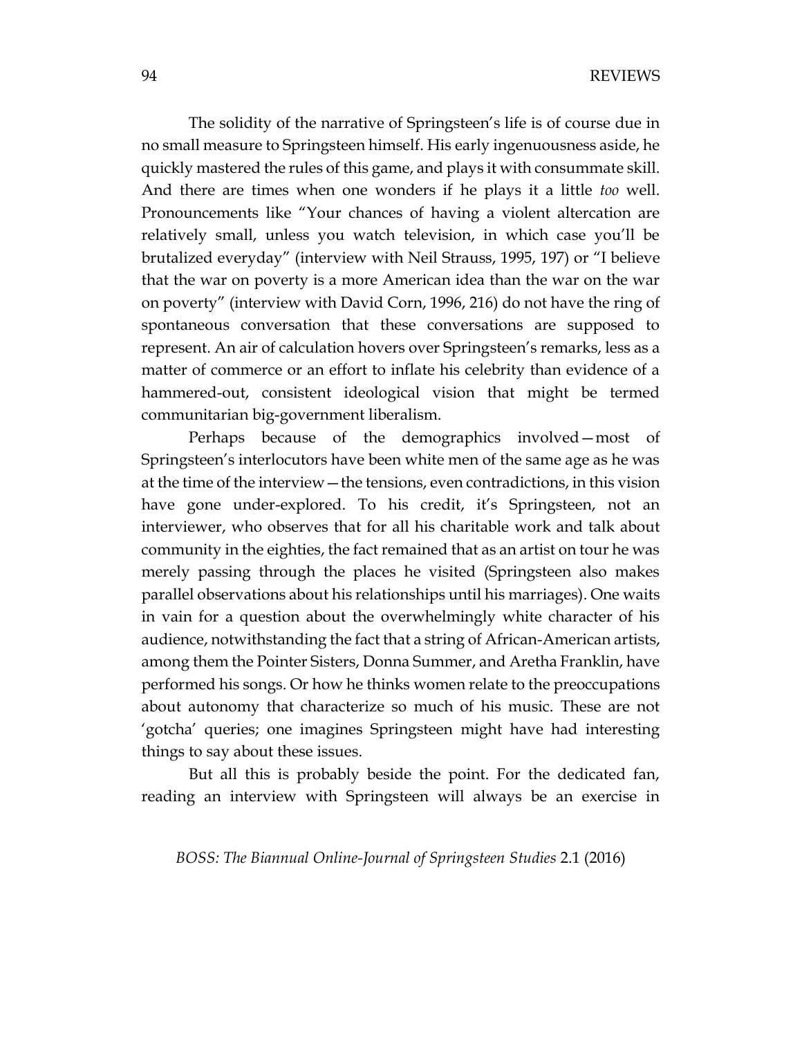The solidity of the narrative of Springsteen's life is of course due in no small measure to Springsteen himself. His early ingenuousness aside, he quickly mastered the rules of this game, and plays it with consummate skill. And there are times when one wonders if he plays it a little *too* well. Pronouncements like "Your chances of having a violent altercation are relatively small, unless you watch television, in which case you'll be brutalized everyday" (interview with Neil Strauss, 1995, 197) or "I believe that the war on poverty is a more American idea than the war on the war on poverty" (interview with David Corn, 1996, 216) do not have the ring of spontaneous conversation that these conversations are supposed to represent. An air of calculation hovers over Springsteen's remarks, less as a matter of commerce or an effort to inflate his celebrity than evidence of a hammered-out, consistent ideological vision that might be termed communitarian big-government liberalism.

Perhaps because of the demographics involved—most of Springsteen's interlocutors have been white men of the same age as he was at the time of the interview—the tensions, even contradictions, in this vision have gone under-explored. To his credit, it's Springsteen, not an interviewer, who observes that for all his charitable work and talk about community in the eighties, the fact remained that as an artist on tour he was merely passing through the places he visited (Springsteen also makes parallel observations about his relationships until his marriages). One waits in vain for a question about the overwhelmingly white character of his audience, notwithstanding the fact that a string of African-American artists, among them the Pointer Sisters, Donna Summer, and Aretha Franklin, have performed his songs. Or how he thinks women relate to the preoccupations about autonomy that characterize so much of his music. These are not 'gotcha' queries; one imagines Springsteen might have had interesting things to say about these issues.

But all this is probably beside the point. For the dedicated fan, reading an interview with Springsteen will always be an exercise in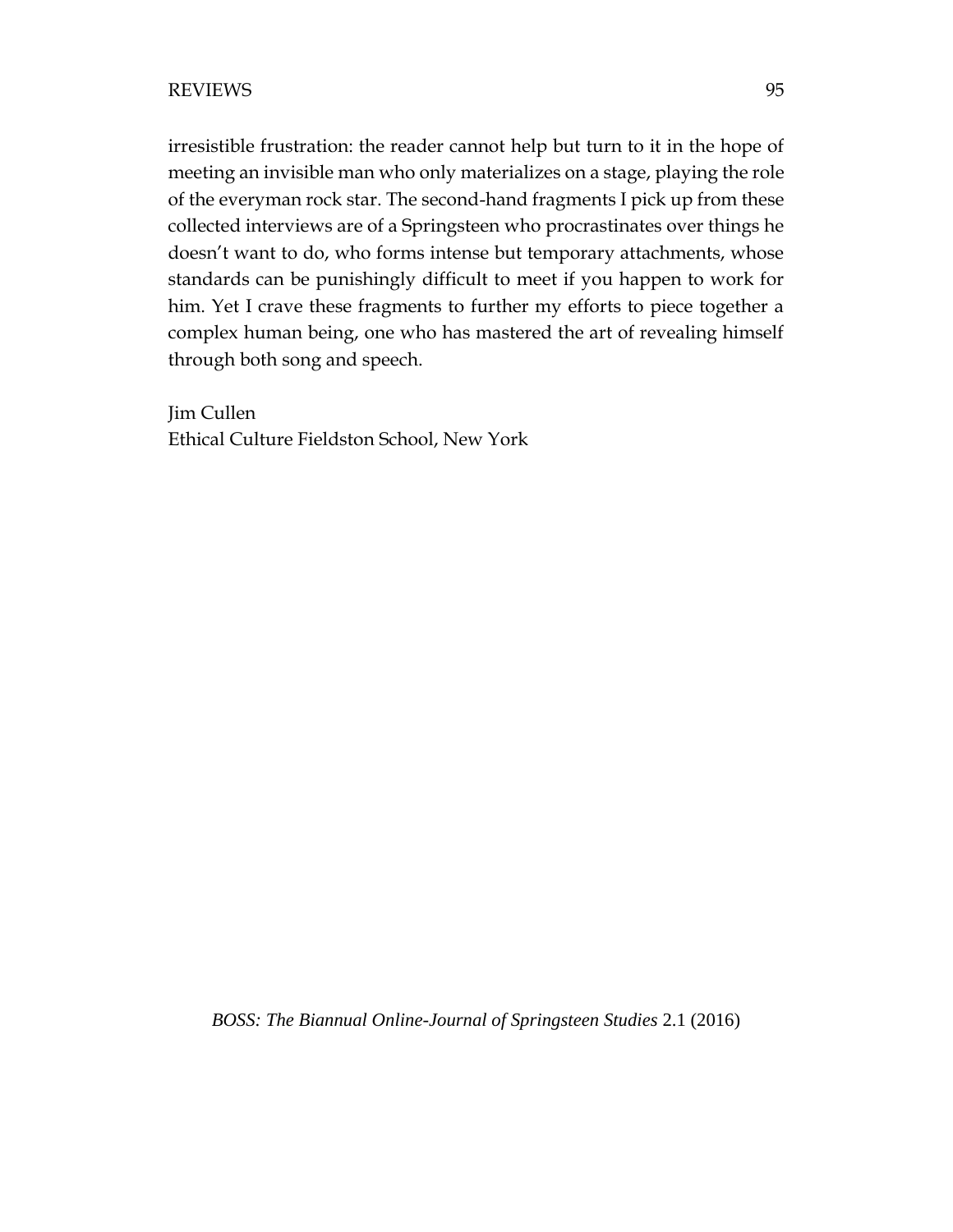irresistible frustration: the reader cannot help but turn to it in the hope of meeting an invisible man who only materializes on a stage, playing the role of the everyman rock star. The second-hand fragments I pick up from these collected interviews are of a Springsteen who procrastinates over things he doesn't want to do, who forms intense but temporary attachments, whose standards can be punishingly difficult to meet if you happen to work for him. Yet I crave these fragments to further my efforts to piece together a complex human being, one who has mastered the art of revealing himself through both song and speech.

Jim Cullen  
Ethical Culture Fieldston School, New York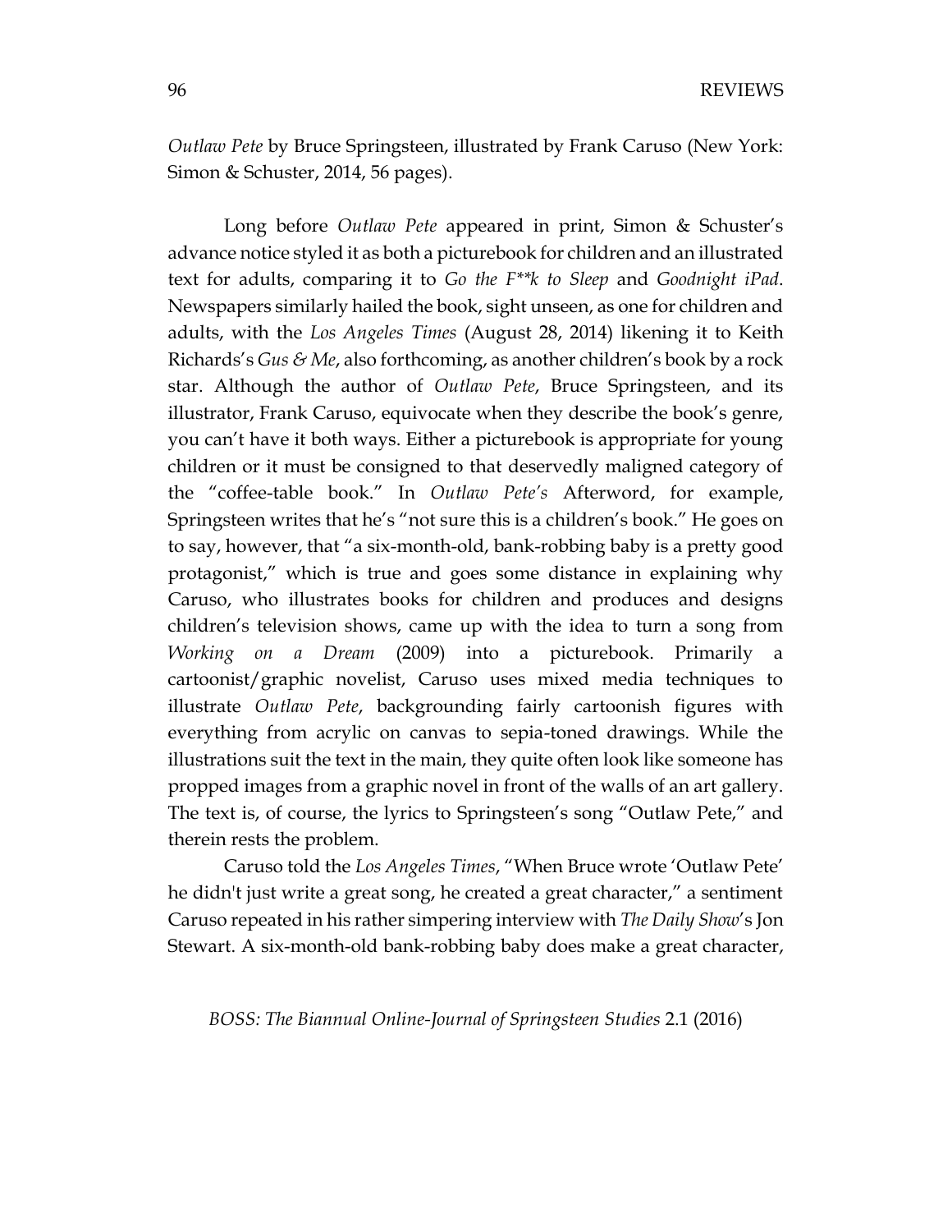*Outlaw Pete* by Bruce Springsteen, illustrated by Frank Caruso (New York: Simon & Schuster, 2014, 56 pages).

Long before *Outlaw Pete* appeared in print, Simon & Schuster's advance notice styled it as both a picturebook for children and an illustrated text for adults, comparing it to *Go the F**k to Sleep* and *Goodnight iPad*. Newspapers similarly hailed the book, sight unseen, as one for children and adults, with the *Los Angeles Times* (August 28, 2014) likening it to Keith Richards's *Gus & Me*, also forthcoming, as another children's book by a rock star. Although the author of *Outlaw Pete*, Bruce Springsteen, and its illustrator, Frank Caruso, equivocate when they describe the book's genre, you can't have it both ways. Either a picturebook is appropriate for young children or it must be consigned to that deservedly maligned category of the "coffee-table book." In *Outlaw Pete's* Afterword, for example, Springsteen writes that he's "not sure this is a children's book." He goes on to say, however, that "a six-month-old, bank-robbing baby is a pretty good protagonist," which is true and goes some distance in explaining why Caruso, who illustrates books for children and produces and designs children's television shows, came up with the idea to turn a song from *Working on a Dream* (2009) into a picturebook. Primarily a cartoonist/graphic novelist, Caruso uses mixed media techniques to illustrate *Outlaw Pete*, backgrounding fairly cartoonish figures with everything from acrylic on canvas to sepia-toned drawings. While the illustrations suit the text in the main, they quite often look like someone has propped images from a graphic novel in front of the walls of an art gallery. The text is, of course, the lyrics to Springsteen's song "Outlaw Pete," and therein rests the problem.

Caruso told the *Los Angeles Times*, "When Bruce wrote 'Outlaw Pete' he didn't just write a great song, he created a great character," a sentiment Caruso repeated in his rather simpering interview with *The Daily Show*'s Jon Stewart. A six-month-old bank-robbing baby does make a great character,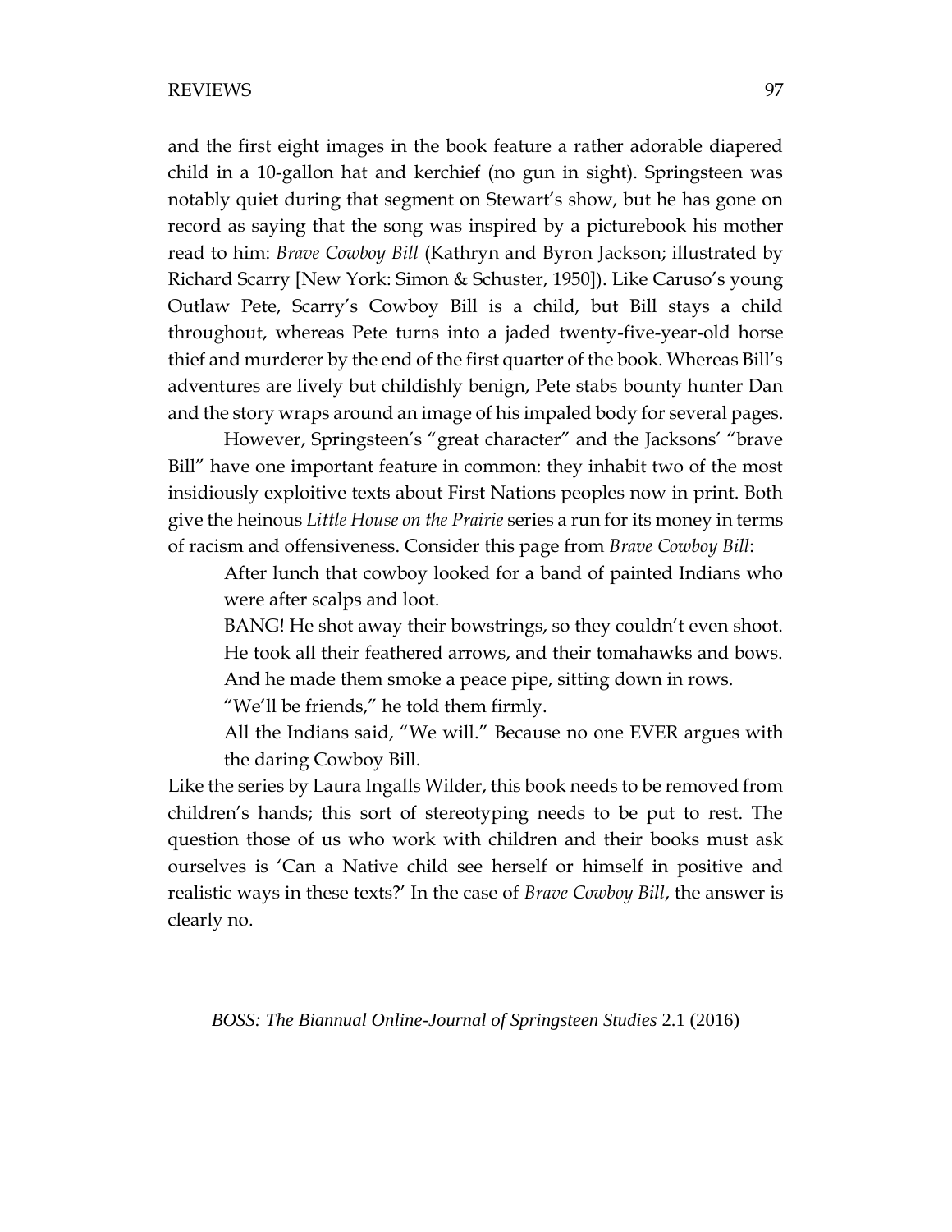and the first eight images in the book feature a rather adorable diapered child in a 10-gallon hat and kerchief (no gun in sight). Springsteen was notably quiet during that segment on Stewart's show, but he has gone on record as saying that the song was inspired by a picturebook his mother read to him: *Brave Cowboy Bill* (Kathryn and Byron Jackson; illustrated by Richard Scarry [New York: Simon & Schuster, 1950]). Like Caruso's young Outlaw Pete, Scarry's Cowboy Bill is a child, but Bill stays a child throughout, whereas Pete turns into a jaded twenty-five-year-old horse thief and murderer by the end of the first quarter of the book. Whereas Bill's adventures are lively but childishly benign, Pete stabs bounty hunter Dan and the story wraps around an image of his impaled body for several pages.

However, Springsteen's "great character" and the Jacksons' "brave Bill" have one important feature in common: they inhabit two of the most insidiously exploitive texts about First Nations peoples now in print. Both give the heinous *Little House on the Prairie* series a run for its money in terms of racism and offensiveness. Consider this page from *Brave Cowboy Bill*:

> After lunch that cowboy looked for a band of painted Indians who were after scalps and loot.
>
> BANG! He shot away their bowstrings, so they couldn't even shoot.
>
> He took all their feathered arrows, and their tomahawks and bows.
>
> And he made them smoke a peace pipe, sitting down in rows.
>
> "We'll be friends," he told them firmly.
>
> All the Indians said, "We will." Because no one EVER argues with the daring Cowboy Bill.

Like the series by Laura Ingalls Wilder, this book needs to be removed from children's hands; this sort of stereotyping needs to be put to rest. The question those of us who work with children and their books must ask ourselves is 'Can a Native child see herself or himself in positive and realistic ways in these texts?' In the case of *Brave Cowboy Bill*, the answer is clearly no.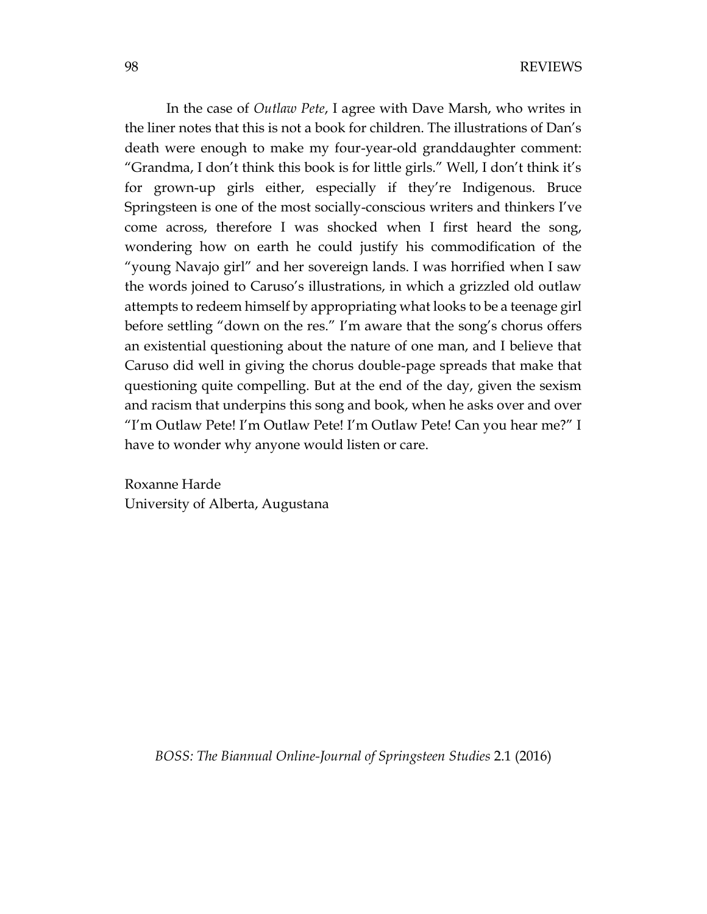In the case of *Outlaw Pete*, I agree with Dave Marsh, who writes in the liner notes that this is not a book for children. The illustrations of Dan's death were enough to make my four-year-old granddaughter comment: "Grandma, I don't think this book is for little girls." Well, I don't think it's for grown-up girls either, especially if they're Indigenous. Bruce Springsteen is one of the most socially-conscious writers and thinkers I've come across, therefore I was shocked when I first heard the song, wondering how on earth he could justify his commodification of the "young Navajo girl" and her sovereign lands. I was horrified when I saw the words joined to Caruso's illustrations, in which a grizzled old outlaw attempts to redeem himself by appropriating what looks to be a teenage girl before settling "down on the res." I'm aware that the song's chorus offers an existential questioning about the nature of one man, and I believe that Caruso did well in giving the chorus double-page spreads that make that questioning quite compelling. But at the end of the day, given the sexism and racism that underpins this song and book, when he asks over and over "I'm Outlaw Pete! I'm Outlaw Pete! I'm Outlaw Pete! Can you hear me?" I have to wonder why anyone would listen or care.

Roxanne Harde  
University of Alberta, Augustana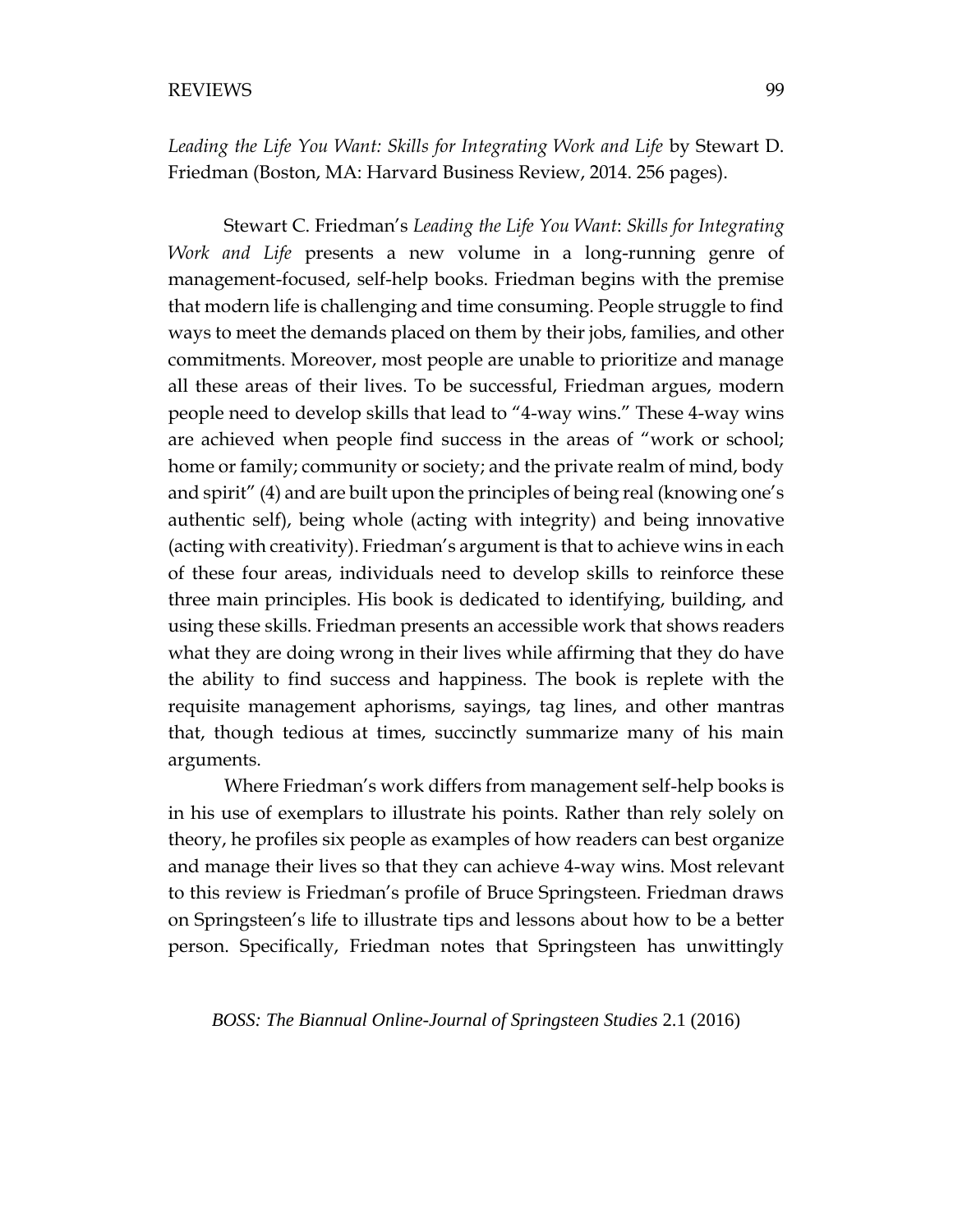*Leading the Life You Want: Skills for Integrating Work and Life* by Stewart D. Friedman (Boston, MA: Harvard Business Review, 2014. 256 pages).

Stewart C. Friedman's *Leading the Life You Want*: *Skills for Integrating Work and Life* presents a new volume in a long-running genre of management-focused, self-help books. Friedman begins with the premise that modern life is challenging and time consuming. People struggle to find ways to meet the demands placed on them by their jobs, families, and other commitments. Moreover, most people are unable to prioritize and manage all these areas of their lives. To be successful, Friedman argues, modern people need to develop skills that lead to "4-way wins." These 4-way wins are achieved when people find success in the areas of "work or school; home or family; community or society; and the private realm of mind, body and spirit" (4) and are built upon the principles of being real (knowing one's authentic self), being whole (acting with integrity) and being innovative (acting with creativity). Friedman's argument is that to achieve wins in each of these four areas, individuals need to develop skills to reinforce these three main principles. His book is dedicated to identifying, building, and using these skills. Friedman presents an accessible work that shows readers what they are doing wrong in their lives while affirming that they do have the ability to find success and happiness. The book is replete with the requisite management aphorisms, sayings, tag lines, and other mantras that, though tedious at times, succinctly summarize many of his main arguments.

Where Friedman's work differs from management self-help books is in his use of exemplars to illustrate his points. Rather than rely solely on theory, he profiles six people as examples of how readers can best organize and manage their lives so that they can achieve 4-way wins. Most relevant to this review is Friedman's profile of Bruce Springsteen. Friedman draws on Springsteen's life to illustrate tips and lessons about how to be a better person. Specifically, Friedman notes that Springsteen has unwittingly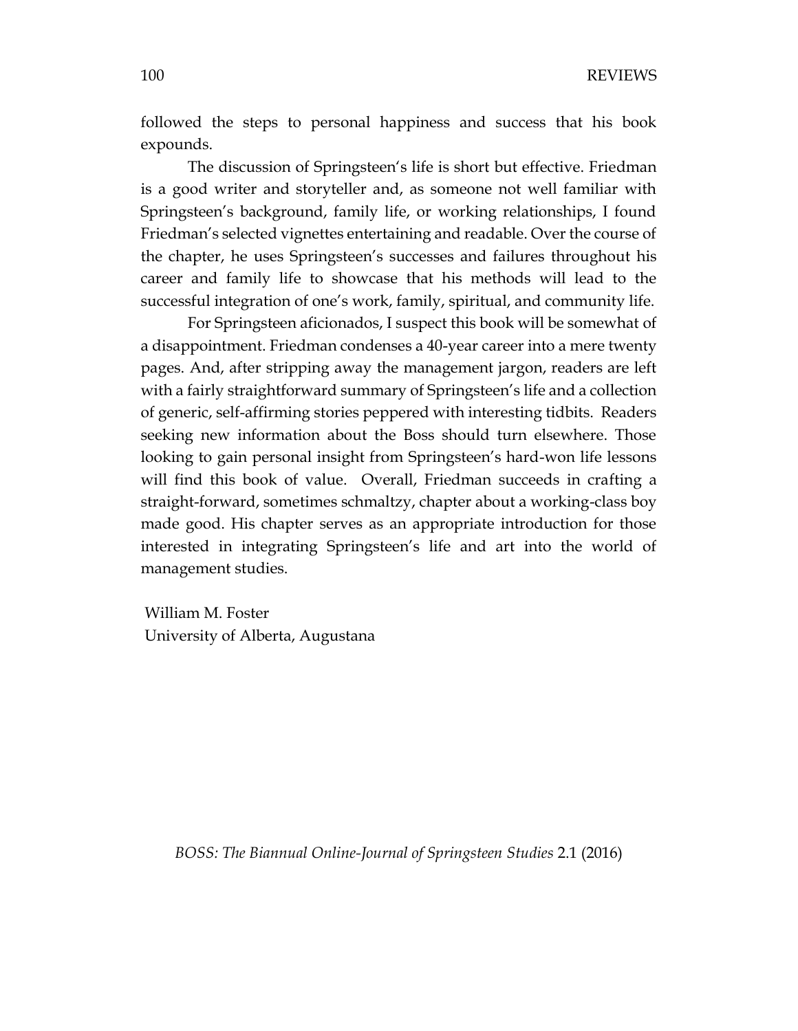followed the steps to personal happiness and success that his book expounds.

The discussion of Springsteen's life is short but effective. Friedman is a good writer and storyteller and, as someone not well familiar with Springsteen's background, family life, or working relationships, I found Friedman's selected vignettes entertaining and readable. Over the course of the chapter, he uses Springsteen's successes and failures throughout his career and family life to showcase that his methods will lead to the successful integration of one's work, family, spiritual, and community life.

For Springsteen aficionados, I suspect this book will be somewhat of a disappointment. Friedman condenses a 40-year career into a mere twenty pages. And, after stripping away the management jargon, readers are left with a fairly straightforward summary of Springsteen's life and a collection of generic, self-affirming stories peppered with interesting tidbits. Readers seeking new information about the Boss should turn elsewhere. Those looking to gain personal insight from Springsteen's hard-won life lessons will find this book of value. Overall, Friedman succeeds in crafting a straight-forward, sometimes schmaltzy, chapter about a working-class boy made good. His chapter serves as an appropriate introduction for those interested in integrating Springsteen's life and art into the world of management studies.

William M. Foster
University of Alberta, Augustana